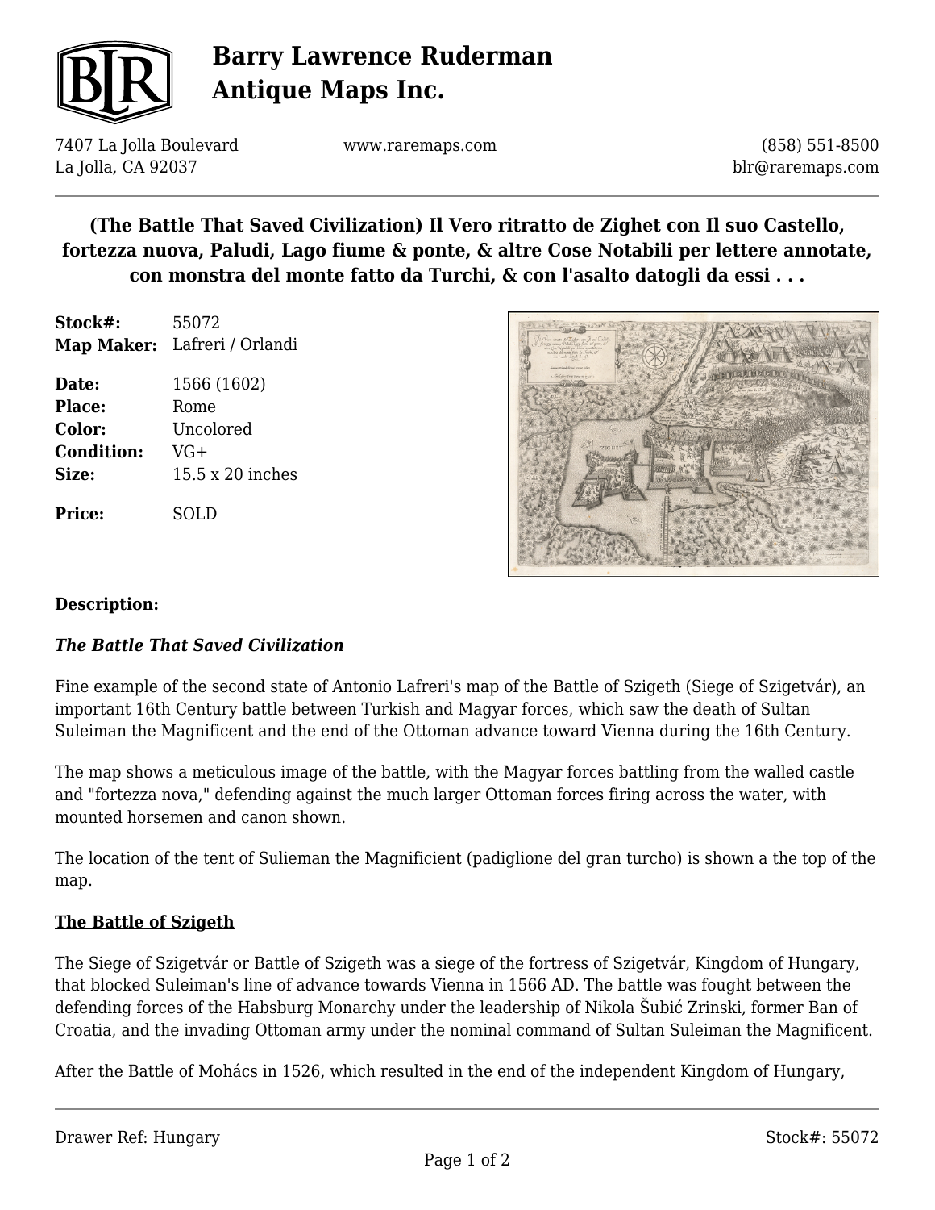# Barry Lawrence Ruderman Antique Maps Inc.

7407 La Jolla Boulevard
La Jolla, CA 92037

www.raremaps.com

(858) 551-8500
blr@raremaps.com

## (The Battle That Saved Civilization) Il Vero ritratto de Zighet con Il suo Castello, fortezza nuova, Paludi, Lago fiume & ponte, & altre Cose Notabili per lettere annotate, con monstra del monte fatto da Turchi, & con l'asalto datogli da essi . . .

| | |
|---|---|
| **Stock#:** | 55072 |
| **Map Maker:** | Lafreri / Orlandi |
| **Date:** | 1566 (1602) |
| **Place:** | Rome |
| **Color:** | Uncolored |
| **Condition:** | VG+ |
| **Size:** | 15.5 x 20 inches |
| **Price:** | SOLD |

**Description:**

***The Battle That Saved Civilization***

Fine example of the second state of Antonio Lafreri's map of the Battle of Szigeth (Siege of Szigetvár), an important 16th Century battle between Turkish and Magyar forces, which saw the death of Sultan Suleiman the Magnificent and the end of the Ottoman advance toward Vienna during the 16th Century.

The map shows a meticulous image of the battle, with the Magyar forces battling from the walled castle and "fortezza nova," defending against the much larger Ottoman forces firing across the water, with mounted horsemen and canon shown.

The location of the tent of Sulieman the Magnificient (padiglione del gran turcho) is shown a the top of the map.

**The Battle of Szigeth**

The Siege of Szigetvár or Battle of Szigeth was a siege of the fortress of Szigetvár, Kingdom of Hungary, that blocked Suleiman's line of advance towards Vienna in 1566 AD. The battle was fought between the defending forces of the Habsburg Monarchy under the leadership of Nikola Šubić Zrinski, former Ban of Croatia, and the invading Ottoman army under the nominal command of Sultan Suleiman the Magnificent.

After the Battle of Mohács in 1526, which resulted in the end of the independent Kingdom of Hungary,

Drawer Ref: Hungary

Stock#: 55072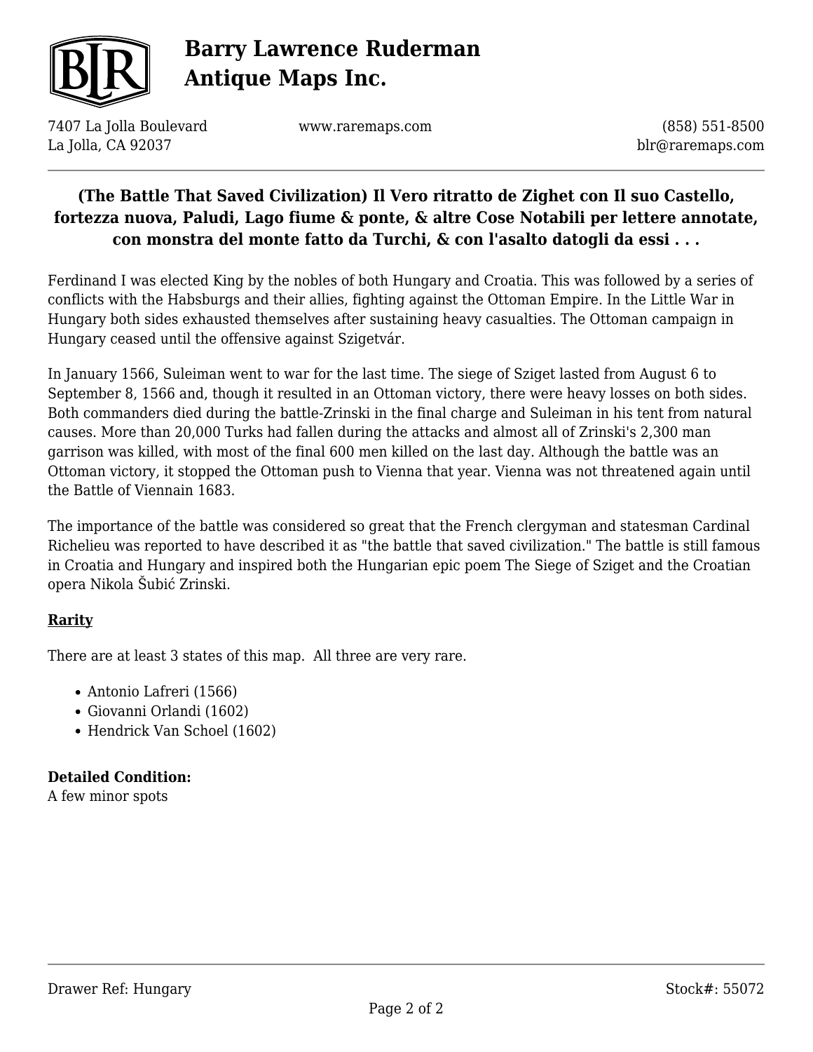## (The Battle That Saved Civilization) Il Vero ritratto de Zighet con Il suo Castello, fortezza nuova, Paludi, Lago fiume & ponte, & altre Cose Notabili per lettere annotate, con monstra del monte fatto da Turchi, & con l'asalto datogli da essi . . .

Ferdinand I was elected King by the nobles of both Hungary and Croatia. This was followed by a series of conflicts with the Habsburgs and their allies, fighting against the Ottoman Empire. In the Little War in Hungary both sides exhausted themselves after sustaining heavy casualties. The Ottoman campaign in Hungary ceased until the offensive against Szigetvár.

In January 1566, Suleiman went to war for the last time. The siege of Sziget lasted from August 6 to September 8, 1566 and, though it resulted in an Ottoman victory, there were heavy losses on both sides. Both commanders died during the battle-Zrinski in the final charge and Suleiman in his tent from natural causes. More than 20,000 Turks had fallen during the attacks and almost all of Zrinski's 2,300 man garrison was killed, with most of the final 600 men killed on the last day. Although the battle was an Ottoman victory, it stopped the Ottoman push to Vienna that year. Vienna was not threatened again until the Battle of Viennain 1683.

The importance of the battle was considered so great that the French clergyman and statesman Cardinal Richelieu was reported to have described it as "the battle that saved civilization." The battle is still famous in Croatia and Hungary and inspired both the Hungarian epic poem The Siege of Sziget and the Croatian opera Nikola Šubić Zrinski.

**Rarity**

There are at least 3 states of this map. All three are very rare.

- Antonio Lafreri (1566)
- Giovanni Orlandi (1602)
- Hendrick Van Schoel (1602)

**Detailed Condition:**
A few minor spots

Drawer Ref: Hungary

Stock#: 55072